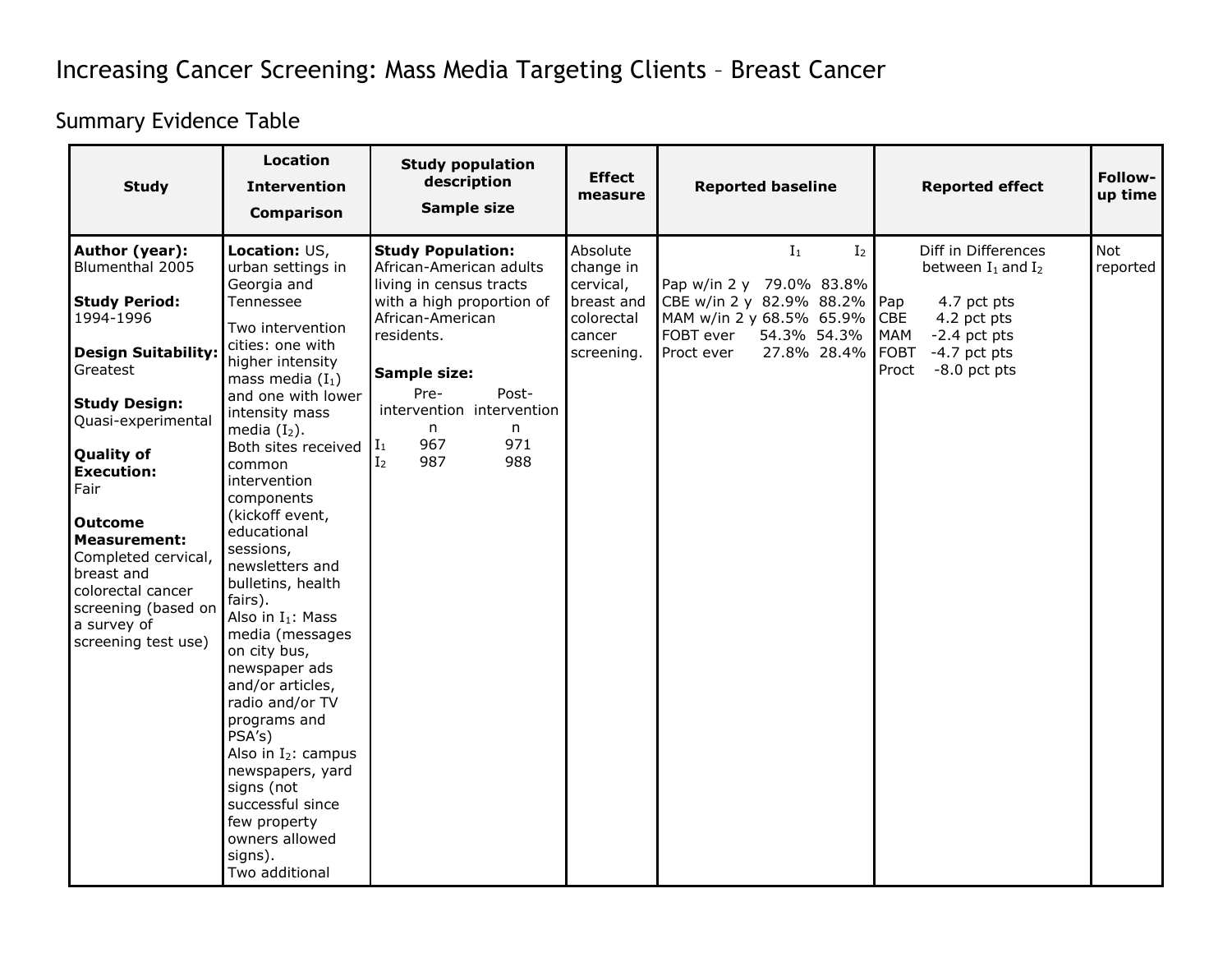# Increasing Cancer Screening: Mass Media Targeting Clients – Breast Cancer

## Summary Evidence Table

| Study | Location<br>Intervention<br>Comparison | Study population description<br>Sample size | Effect measure | Reported baseline | Reported effect | Follow-up time |
|---|---|---|---|---|---|---|
| **Author (year):** Blumenthal 2005<br><br>**Study Period:** 1994-1996<br><br>**Design Suitability:** Greatest<br><br>**Study Design:** Quasi-experimental<br><br>**Quality of Execution:** Fair<br><br>**Outcome Measurement:** Completed cervical, breast and colorectal cancer screening (based on a survey of screening test use) | **Location:** US, urban settings in Georgia and Tennessee<br>Two intervention cities: one with higher intensity mass media ($I_1$) and one with lower intensity mass media ($I_2$).<br>Both sites received common intervention components (kickoff event, educational sessions, newsletters and bulletins, health fairs).<br>Also in $I_1$: Mass media (messages on city bus, newspaper ads and/or articles, radio and/or TV programs and PSA's)<br>Also in $I_2$: campus newspapers, yard signs (not successful since few property owners allowed signs).<br>Two additional | **Study Population:** African-American adults living in census tracts with a high proportion of African-American residents.<br><br>**Sample size:**<br>Pre-intervention n / Post-intervention n<br>$I_1$: 967 / 971<br>$I_2$: 987 / 988 | Absolute change in cervical, breast and colorectal cancer screening. | $I_1$ / $I_2$<br>Pap w/in 2 y: 79.0% / 83.8%<br>CBE w/in 2 y: 82.9% / 88.2%<br>MAM w/in 2 y: 68.5% / 65.9%<br>FOBT ever: 54.3% / 54.3%<br>Proct ever: 27.8% / 28.4% | Diff in Differences between $I_1$ and $I_2$<br>Pap: 4.7 pct pts<br>CBE: 4.2 pct pts<br>MAM: -2.4 pct pts<br>FOBT: -4.7 pct pts<br>Proct: -8.0 pct pts | Not reported |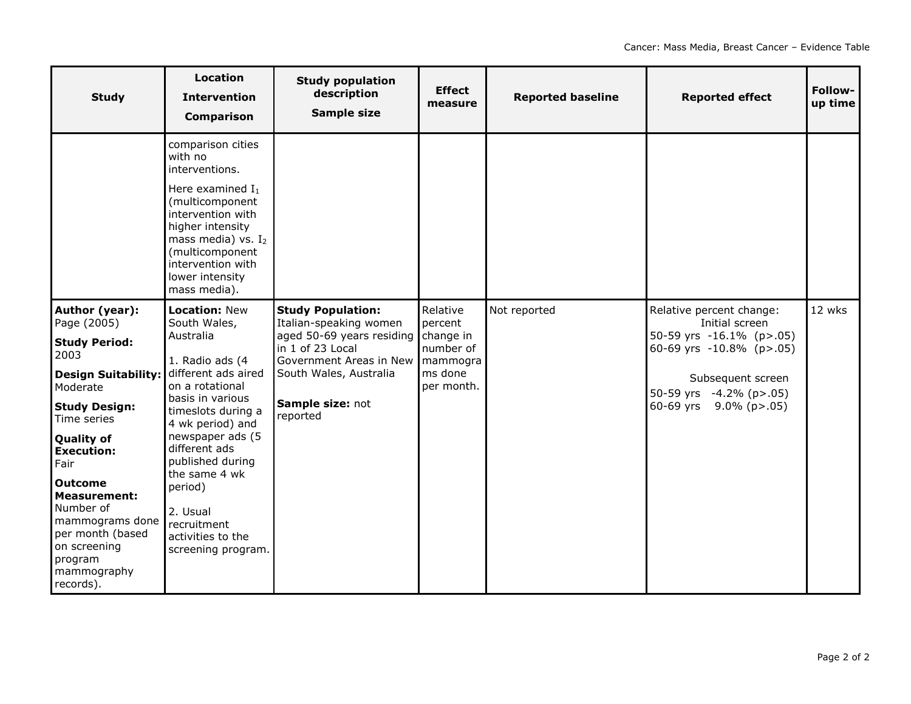| Study | Location<br>Intervention<br>Comparison | Study population description<br>Sample size | Effect measure | Reported baseline | Reported effect | Follow-up time |
|---|---|---|---|---|---|---|
| | comparison cities with no interventions.<br><br>Here examined $I_1$ (multicomponent intervention with higher intensity mass media) vs. $I_2$ (multicomponent intervention with lower intensity mass media). | | | | | |
| **Author (year):** Page (2005)<br>**Study Period:** 2003<br>**Design Suitability:** Moderate<br>**Study Design:** Time series<br>**Quality of Execution:** Fair<br>**Outcome Measurement:** Number of mammograms done per month (based on screening program mammography records). | **Location:** New South Wales, Australia<br><br>1. Radio ads (4 different ads aired on a rotational basis in various timeslots during a 4 wk period) and newspaper ads (5 different ads published during the same 4 wk period)<br><br>2. Usual recruitment activities to the screening program. | **Study Population:** Italian-speaking women aged 50-69 years residing in 1 of 23 Local Government Areas in New South Wales, Australia<br><br>**Sample size:** not reported | Relative percent change in number of mammograms done per month. | Not reported | Relative percent change:<br>Initial screen<br>50-59 yrs -16.1% ($p>.05$)<br>60-69 yrs -10.8% ($p>.05$)<br><br>Subsequent screen<br>50-59 yrs -4.2% ($p>.05$)<br>60-69 yrs 9.0% ($p>.05$) | 12 wks |